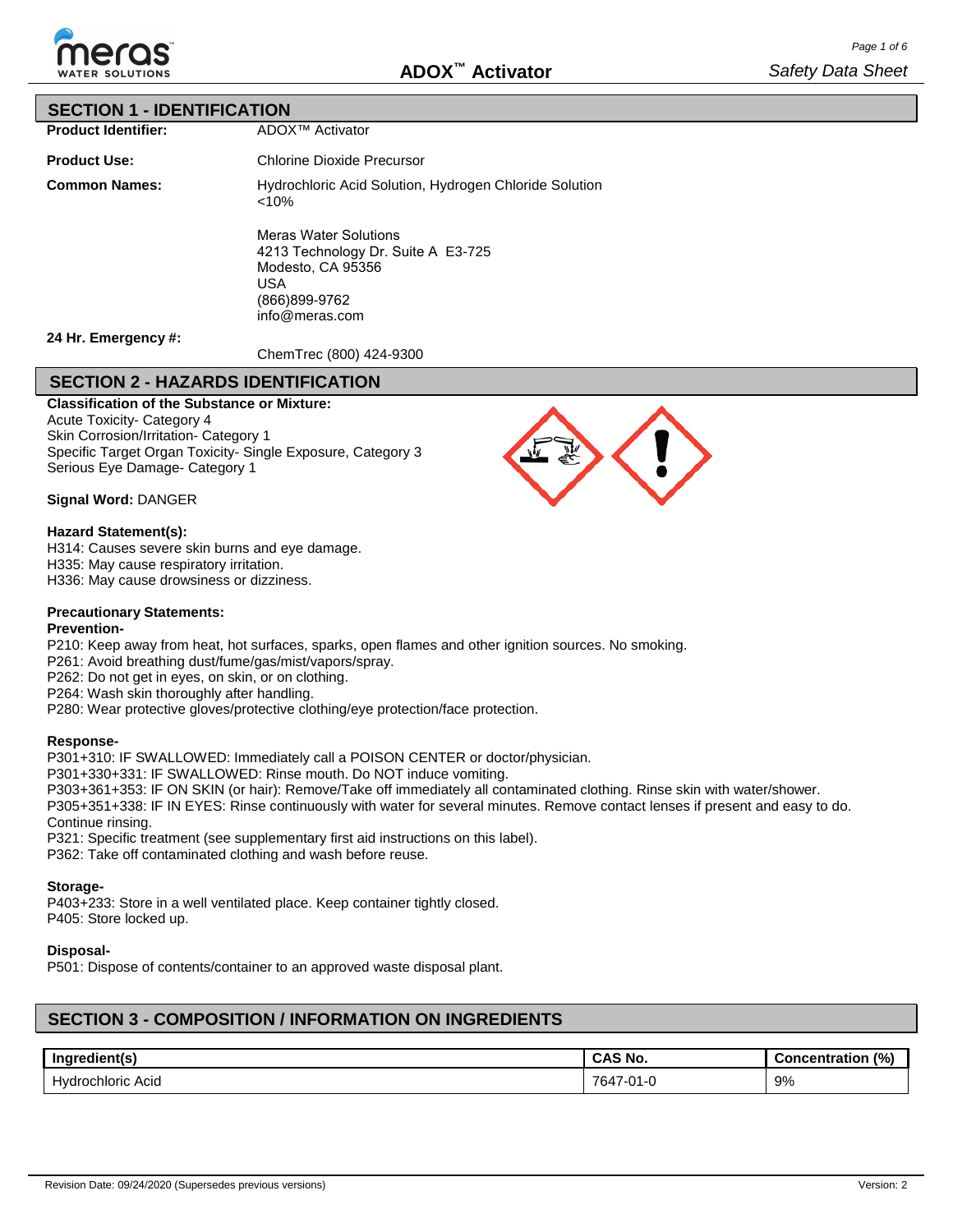# ADOX™ Activator

*Safety Data Sheet*

## SECTION 1 - IDENTIFICATION

**Product Identifier:** ADOX™ Activator

**Product Use:** Chlorine Dioxide Precursor

**Common Names:** Hydrochloric Acid Solution, Hydrogen Chloride Solution <10%

Meras Water Solutions
4213 Technology Dr. Suite A E3-725
Modesto, CA 95356
USA
(866)899-9762
info@meras.com

**24 Hr. Emergency #:** ChemTrec (800) 424-9300

## SECTION 2 - HAZARDS IDENTIFICATION

**Classification of the Substance or Mixture:**
Acute Toxicity- Category 4
Skin Corrosion/Irritation- Category 1
Specific Target Organ Toxicity- Single Exposure, Category 3
Serious Eye Damage- Category 1

**Signal Word:** DANGER

**Hazard Statement(s):**
H314: Causes severe skin burns and eye damage.
H335: May cause respiratory irritation.
H336: May cause drowsiness or dizziness.

**Precautionary Statements:**

**Prevention-**
P210: Keep away from heat, hot surfaces, sparks, open flames and other ignition sources. No smoking.
P261: Avoid breathing dust/fume/gas/mist/vapors/spray.
P262: Do not get in eyes, on skin, or on clothing.
P264: Wash skin thoroughly after handling.
P280: Wear protective gloves/protective clothing/eye protection/face protection.

**Response-**
P301+310: IF SWALLOWED: Immediately call a POISON CENTER or doctor/physician.
P301+330+331: IF SWALLOWED: Rinse mouth. Do NOT induce vomiting.
P303+361+353: IF ON SKIN (or hair): Remove/Take off immediately all contaminated clothing. Rinse skin with water/shower.
P305+351+338: IF IN EYES: Rinse continuously with water for several minutes. Remove contact lenses if present and easy to do. Continue rinsing.
P321: Specific treatment (see supplementary first aid instructions on this label).
P362: Take off contaminated clothing and wash before reuse.

**Storage-**
P403+233: Store in a well ventilated place. Keep container tightly closed.
P405: Store locked up.

**Disposal-**
P501: Dispose of contents/container to an approved waste disposal plant.

## SECTION 3 - COMPOSITION / INFORMATION ON INGREDIENTS

| Ingredient(s) | CAS No. | Concentration (%) |
|---|---|---|
| Hydrochloric Acid | 7647-01-0 | 9% |

Revision Date: 09/24/2020 (Supersedes previous versions) Version: 2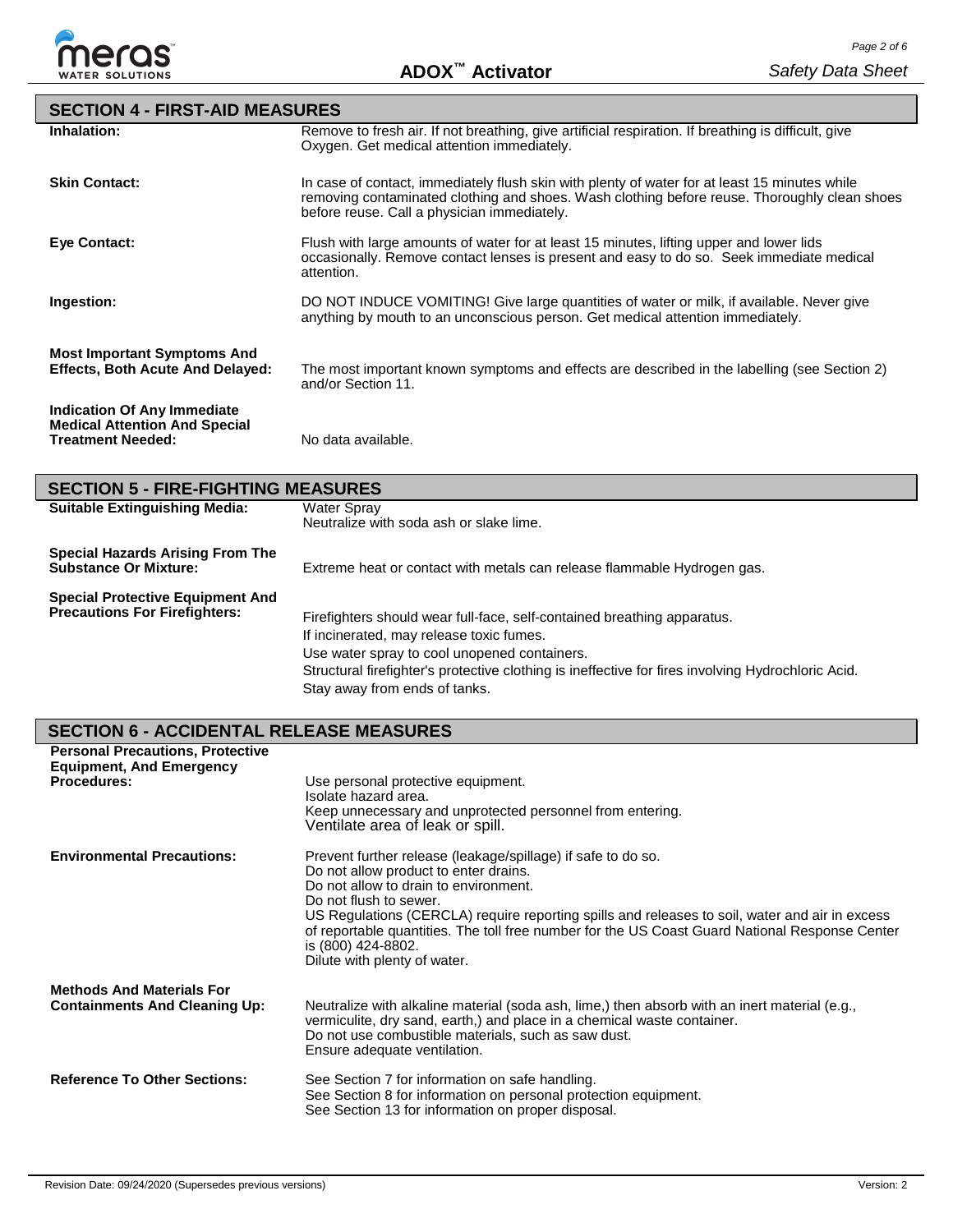## SECTION 4 - FIRST-AID MEASURES

**Inhalation:** Remove to fresh air. If not breathing, give artificial respiration. If breathing is difficult, give Oxygen. Get medical attention immediately.

**Skin Contact:** In case of contact, immediately flush skin with plenty of water for at least 15 minutes while removing contaminated clothing and shoes. Wash clothing before reuse. Thoroughly clean shoes before reuse. Call a physician immediately.

**Eye Contact:** Flush with large amounts of water for at least 15 minutes, lifting upper and lower lids occasionally. Remove contact lenses is present and easy to do so. Seek immediate medical attention.

**Ingestion:** DO NOT INDUCE VOMITING! Give large quantities of water or milk, if available. Never give anything by mouth to an unconscious person. Get medical attention immediately.

**Most Important Symptoms And Effects, Both Acute And Delayed:** The most important known symptoms and effects are described in the labelling (see Section 2) and/or Section 11.

**Indication Of Any Immediate Medical Attention And Special Treatment Needed:** No data available.

## SECTION 5 - FIRE-FIGHTING MEASURES

**Suitable Extinguishing Media:** Water Spray
Neutralize with soda ash or slake lime.

**Special Hazards Arising From The Substance Or Mixture:** Extreme heat or contact with metals can release flammable Hydrogen gas.

**Special Protective Equipment And Precautions For Firefighters:**
Firefighters should wear full-face, self-contained breathing apparatus.
If incinerated, may release toxic fumes.
Use water spray to cool unopened containers.
Structural firefighter's protective clothing is ineffective for fires involving Hydrochloric Acid.
Stay away from ends of tanks.

## SECTION 6 - ACCIDENTAL RELEASE MEASURES

**Personal Precautions, Protective Equipment, And Emergency Procedures:**
Use personal protective equipment.
Isolate hazard area.
Keep unnecessary and unprotected personnel from entering.
Ventilate area of leak or spill.

**Environmental Precautions:**
Prevent further release (leakage/spillage) if safe to do so.
Do not allow product to enter drains.
Do not allow to drain to environment.
Do not flush to sewer.
US Regulations (CERCLA) require reporting spills and releases to soil, water and air in excess of reportable quantities. The toll free number for the US Coast Guard National Response Center is (800) 424-8802.
Dilute with plenty of water.

**Methods And Materials For Containments And Cleaning Up:**
Neutralize with alkaline material (soda ash, lime,) then absorb with an inert material (e.g., vermiculite, dry sand, earth,) and place in a chemical waste container.
Do not use combustible materials, such as saw dust.
Ensure adequate ventilation.

**Reference To Other Sections:**
See Section 7 for information on safe handling.
See Section 8 for information on personal protection equipment.
See Section 13 for information on proper disposal.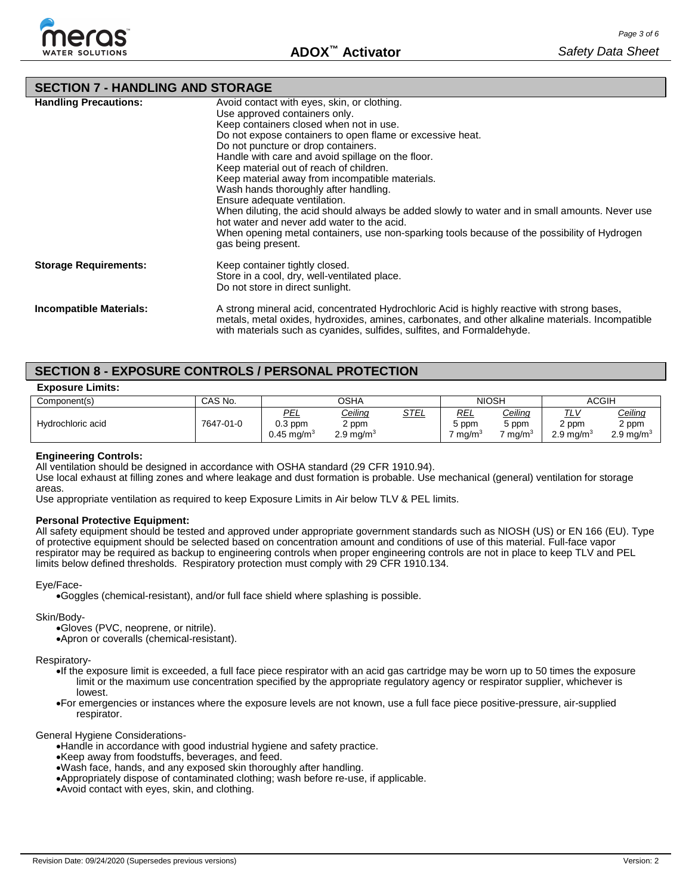## SECTION 7 - HANDLING AND STORAGE

**Handling Precautions:**

Avoid contact with eyes, skin, or clothing.
Use approved containers only.
Keep containers closed when not in use.
Do not expose containers to open flame or excessive heat.
Do not puncture or drop containers.
Handle with care and avoid spillage on the floor.
Keep material out of reach of children.
Keep material away from incompatible materials.
Wash hands thoroughly after handling.
Ensure adequate ventilation.
When diluting, the acid should always be added slowly to water and in small amounts. Never use hot water and never add water to the acid.
When opening metal containers, use non-sparking tools because of the possibility of Hydrogen gas being present.

**Storage Requirements:**

Keep container tightly closed.
Store in a cool, dry, well-ventilated place.
Do not store in direct sunlight.

**Incompatible Materials:**

A strong mineral acid, concentrated Hydrochloric Acid is highly reactive with strong bases, metals, metal oxides, hydroxides, amines, carbonates, and other alkaline materials. Incompatible with materials such as cyanides, sulfides, sulfites, and Formaldehyde.

## SECTION 8 - EXPOSURE CONTROLS / PERSONAL PROTECTION

**Exposure Limits:**

| Component(s) | CAS No. | OSHA | | | NIOSH | | ACGIH | |
|---|---|---|---|---|---|---|---|---|
| | | *PEL* | *Ceiling* | *STEL* | *REL* | *Ceiling* | *TLV* | *Ceiling* |
| Hydrochloric acid | 7647-01-0 | 0.3 ppm<br>0.45 $mg/m^3$ | 2 ppm<br>2.9 $mg/m^3$ | | 5 ppm<br>7 $mg/m^3$ | 5 ppm<br>7 $mg/m^3$ | 2 ppm<br>2.9 $mg/m^3$ | 2 ppm<br>2.9 $mg/m^3$ |

**Engineering Controls:**

All ventilation should be designed in accordance with OSHA standard (29 CFR 1910.94).
Use local exhaust at filling zones and where leakage and dust formation is probable. Use mechanical (general) ventilation for storage areas.
Use appropriate ventilation as required to keep Exposure Limits in Air below TLV & PEL limits.

**Personal Protective Equipment:**

All safety equipment should be tested and approved under appropriate government standards such as NIOSH (US) or EN 166 (EU). Type of protective equipment should be selected based on concentration amount and conditions of use of this material. Full-face vapor respirator may be required as backup to engineering controls when proper engineering controls are not in place to keep TLV and PEL limits below defined thresholds. Respiratory protection must comply with 29 CFR 1910.134.

Eye/Face-

- Goggles (chemical-resistant), and/or full face shield where splashing is possible.

Skin/Body-

- Gloves (PVC, neoprene, or nitrile).
- Apron or coveralls (chemical-resistant).

Respiratory-

- If the exposure limit is exceeded, a full face piece respirator with an acid gas cartridge may be worn up to 50 times the exposure limit or the maximum use concentration specified by the appropriate regulatory agency or respirator supplier, whichever is lowest.
- For emergencies or instances where the exposure levels are not known, use a full face piece positive-pressure, air-supplied respirator.

General Hygiene Considerations-

- Handle in accordance with good industrial hygiene and safety practice.
- Keep away from foodstuffs, beverages, and feed.
- Wash face, hands, and any exposed skin thoroughly after handling.
- Appropriately dispose of contaminated clothing; wash before re-use, if applicable.
- Avoid contact with eyes, skin, and clothing.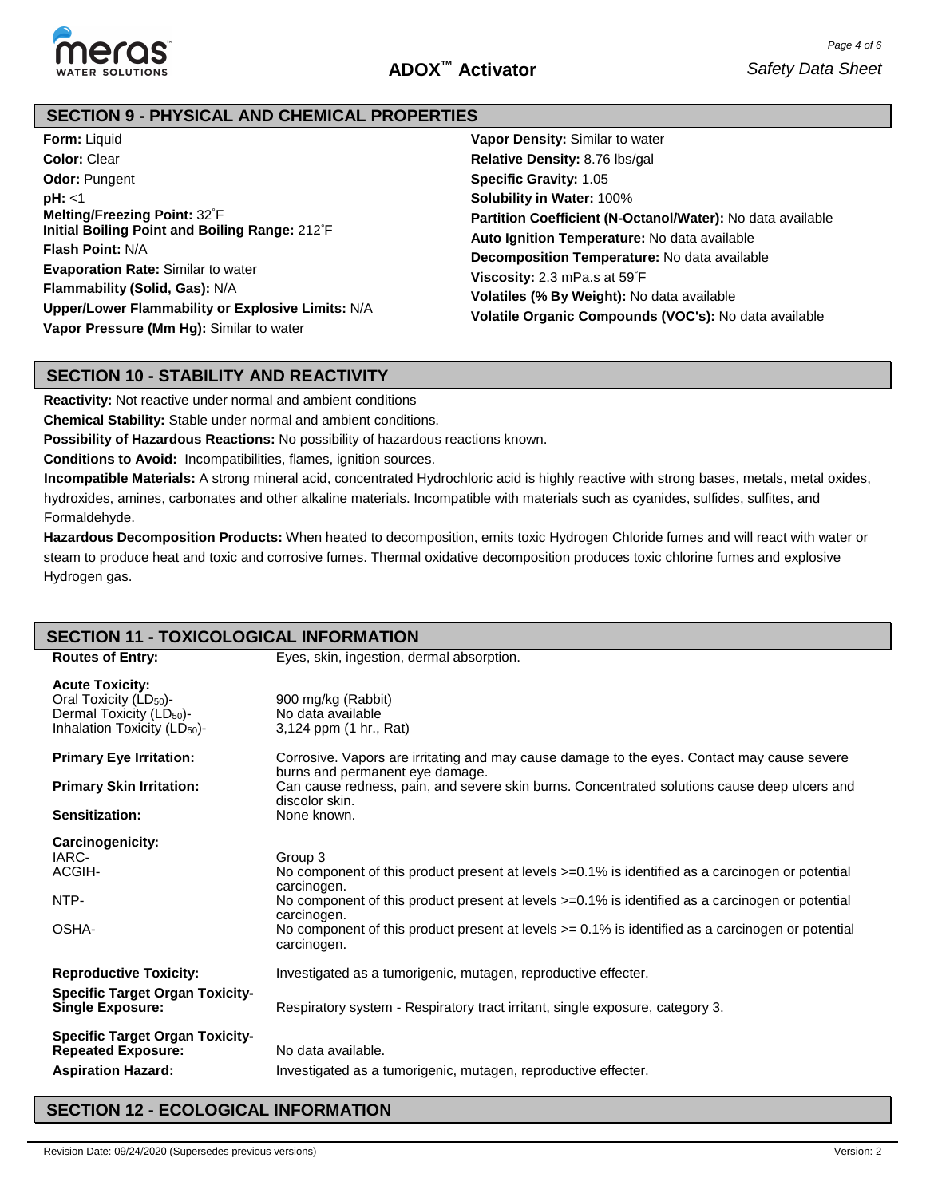## SECTION 9 - PHYSICAL AND CHEMICAL PROPERTIES

**Form:** Liquid
**Color:** Clear
**Odor:** Pungent
**pH:** <1
**Melting/Freezing Point:** 32˚F
**Initial Boiling Point and Boiling Range:** 212˚F
**Flash Point:** N/A
**Evaporation Rate:** Similar to water
**Flammability (Solid, Gas):** N/A
**Upper/Lower Flammability or Explosive Limits:** N/A
**Vapor Pressure (Mm Hg):** Similar to water
**Vapor Density:** Similar to water
**Relative Density:** 8.76 lbs/gal
**Specific Gravity:** 1.05
**Solubility in Water:** 100%
**Partition Coefficient (N-Octanol/Water):** No data available
**Auto Ignition Temperature:** No data available
**Decomposition Temperature:** No data available
**Viscosity:** 2.3 mPa.s at 59˚F
**Volatiles (% By Weight):** No data available
**Volatile Organic Compounds (VOC's):** No data available

## SECTION 10 - STABILITY AND REACTIVITY

**Reactivity:** Not reactive under normal and ambient conditions
**Chemical Stability:** Stable under normal and ambient conditions.
**Possibility of Hazardous Reactions:** No possibility of hazardous reactions known.
**Conditions to Avoid:** Incompatibilities, flames, ignition sources.
**Incompatible Materials:** A strong mineral acid, concentrated Hydrochloric acid is highly reactive with strong bases, metals, metal oxides, hydroxides, amines, carbonates and other alkaline materials. Incompatible with materials such as cyanides, sulfides, sulfites, and Formaldehyde.
**Hazardous Decomposition Products:** When heated to decomposition, emits toxic Hydrogen Chloride fumes and will react with water or steam to produce heat and toxic and corrosive fumes. Thermal oxidative decomposition produces toxic chlorine fumes and explosive Hydrogen gas.

## SECTION 11 - TOXICOLOGICAL INFORMATION

**Routes of Entry:** Eyes, skin, ingestion, dermal absorption.

**Acute Toxicity:**
Oral Toxicity ($LD_{50}$)- 900 mg/kg (Rabbit)
Dermal Toxicity ($LD_{50}$)- No data available
Inhalation Toxicity ($LD_{50}$)- 3,124 ppm (1 hr., Rat)

**Primary Eye Irritation:** Corrosive. Vapors are irritating and may cause damage to the eyes. Contact may cause severe burns and permanent eye damage.

**Primary Skin Irritation:** Can cause redness, pain, and severe skin burns. Concentrated solutions cause deep ulcers and discolor skin.

**Sensitization:** None known.

**Carcinogenicity:**
IARC- Group 3
ACGIH- No component of this product present at levels >=0.1% is identified as a carcinogen or potential carcinogen.
NTP- No component of this product present at levels >=0.1% is identified as a carcinogen or potential carcinogen.
OSHA- No component of this product present at levels >= 0.1% is identified as a carcinogen or potential carcinogen.

**Reproductive Toxicity:** Investigated as a tumorigenic, mutagen, reproductive effecter.

**Specific Target Organ Toxicity-Single Exposure:** Respiratory system - Respiratory tract irritant, single exposure, category 3.

**Specific Target Organ Toxicity-Repeated Exposure:** No data available.

**Aspiration Hazard:** Investigated as a tumorigenic, mutagen, reproductive effecter.

## SECTION 12 - ECOLOGICAL INFORMATION

Revision Date: 09/24/2020 (Supersedes previous versions) Version: 2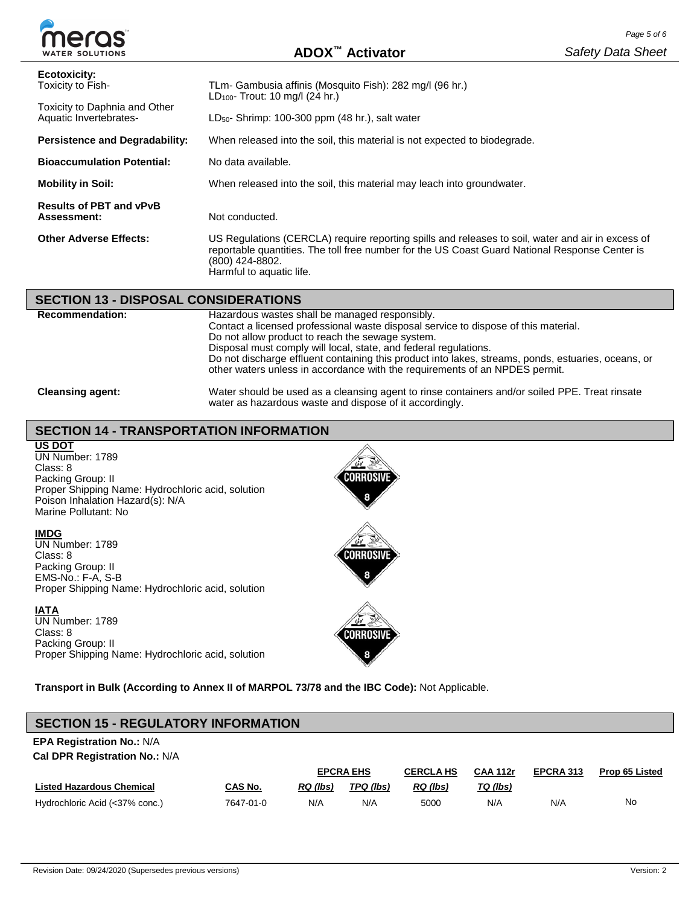**Ecotoxicity:**

| | |
|---|---|
| Toxicity to Fish- | TLm- Gambusia affinis (Mosquito Fish): 282 mg/l (96 hr.)<br>$LD_{100}$- Trout: 10 mg/l (24 hr.) |
| Toxicity to Daphnia and Other Aquatic Invertebrates- | $LD_{50}$- Shrimp: 100-300 ppm (48 hr.), salt water |
| **Persistence and Degradability:** | When released into the soil, this material is not expected to biodegrade. |
| **Bioaccumulation Potential:** | No data available. |
| **Mobility in Soil:** | When released into the soil, this material may leach into groundwater. |
| **Results of PBT and vPvB Assessment:** | Not conducted. |
| **Other Adverse Effects:** | US Regulations (CERCLA) require reporting spills and releases to soil, water and air in excess of reportable quantities. The toll free number for the US Coast Guard National Response Center is (800) 424-8802.<br>Harmful to aquatic life. |

## SECTION 13 - DISPOSAL CONSIDERATIONS

**Recommendation:**
Hazardous wastes shall be managed responsibly.
Contact a licensed professional waste disposal service to dispose of this material.
Do not allow product to reach the sewage system.
Disposal must comply will local, state, and federal regulations.
Do not discharge effluent containing this product into lakes, streams, ponds, estuaries, oceans, or other waters unless in accordance with the requirements of an NPDES permit.

**Cleansing agent:**
Water should be used as a cleansing agent to rinse containers and/or soiled PPE. Treat rinsate water as hazardous waste and dispose of it accordingly.

## SECTION 14 - TRANSPORTATION INFORMATION

**US DOT**
UN Number: 1789
Class: 8
Packing Group: II
Proper Shipping Name: Hydrochloric acid, solution
Poison Inhalation Hazard(s): N/A
Marine Pollutant: No

**IMDG**
UN Number: 1789
Class: 8
Packing Group: II
EMS-No.: F-A, S-B
Proper Shipping Name: Hydrochloric acid, solution

**IATA**
UN Number: 1789
Class: 8
Packing Group: II
Proper Shipping Name: Hydrochloric acid, solution

**Transport in Bulk (According to Annex II of MARPOL 73/78 and the IBC Code):** Not Applicable.

## SECTION 15 - REGULATORY INFORMATION

**EPA Registration No.:** N/A
**Cal DPR Registration No.:** N/A

| | | EPCRA EHS | | CERCLA HS | CAA 112r | EPCRA 313 | Prop 65 Listed |
|---|---|---|---|---|---|---|---|
| Listed Hazardous Chemical | CAS No. | RQ (lbs) | TPQ (lbs) | RQ (lbs) | TQ (lbs) | | |
| Hydrochloric Acid (<37% conc.) | 7647-01-0 | N/A | N/A | 5000 | N/A | N/A | No |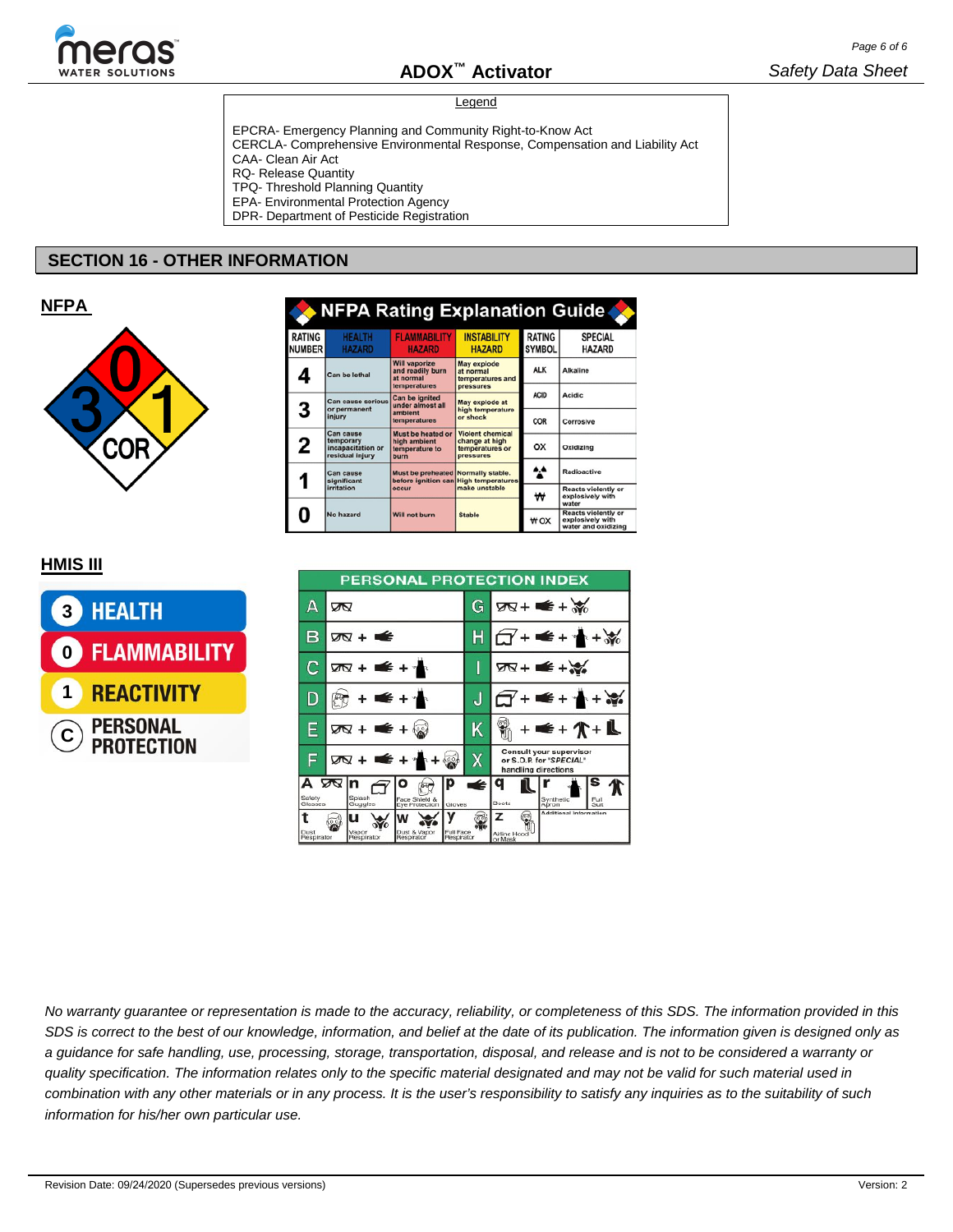**Legend**

EPCRA- Emergency Planning and Community Right-to-Know Act
CERCLA- Comprehensive Environmental Response, Compensation and Liability Act
CAA- Clean Air Act
RQ- Release Quantity
TPQ- Threshold Planning Quantity
EPA- Environmental Protection Agency
DPR- Department of Pesticide Registration

## SECTION 16 - OTHER INFORMATION

### NFPA

Health: 3
Flammability: 0
Instability: 1
Special: COR

**NFPA Rating Explanation Guide**

| RATING NUMBER | HEALTH HAZARD | FLAMMABILITY HAZARD | INSTABILITY HAZARD |
|---|---|---|---|
| 4 | Can be lethal | Will vaporize and readily burn at normal temperatures | May explode at normal temperatures and pressures |
| 3 | Can cause serious or permanent injury | Can be ignited under almost all ambient temperatures | May explode at high temperature or shock |
| 2 | Can cause temporary incapacitation or residual injury | Must be heated or high ambient temperature to burn | Violent chemical change at high temperatures or pressures |
| 1 | Can cause significant irritation | Must be preheated before ignition can occur | Normally stable. High temperatures make unstable |
| 0 | No hazard | Will not burn | Stable |

| RATING SYMBOL | SPECIAL HAZARD |
|---|---|
| ALK | Alkaline |
| ACID | Acidic |
| COR | Corrosive |
| OX | Oxidizing |
| ☢ | Radioactive |
| ₩ | Reacts violently or explosively with water |
| ₩ OX | Reacts violently or explosively with water and oxidizing |

### HMIS III

| | |
|---|---|
| 3 | HEALTH |
| 0 | FLAMMABILITY |
| 1 | REACTIVITY |
| C | PERSONAL PROTECTION |

**PERSONAL PROTECTION INDEX**

| | | | |
|---|---|---|---|
| A | Safety Glasses | G | Safety Glasses + Gloves + Vapor Respirator |
| B | Safety Glasses + Gloves | H | Splash Goggles + Gloves + Synthetic Apron + Vapor Respirator |
| C | Safety Glasses + Gloves + Synthetic Apron | I | Safety Glasses + Gloves + Dust & Vapor Respirator |
| D | Face Shield & Eye Protection + Gloves + Synthetic Apron | J | Splash Goggles + Gloves + Synthetic Apron + Dust & Vapor Respirator |
| E | Safety Glasses + Gloves + Dust Respirator | K | Airline Hood or Mask + Gloves + Full Suit + Boots |
| F | Safety Glasses + Gloves + Synthetic Apron + Dust Respirator | X | Consult your supervisor or S.O.P. for "SPECIAL" handling directions |

| | | | | | | |
|---|---|---|---|---|---|---|
| a Safety Glasses | n Splash Goggles | o Face Shield & Eye Protection | p Gloves | q Boots | r Synthetic Apron | s Full Suit |
| t Dust Respirator | u Vapor Respirator | w Dust & Vapor Respirator | y Full Face Respirator | z Airline Hood or Mask | Additional Information | |

*No warranty guarantee or representation is made to the accuracy, reliability, or completeness of this SDS. The information provided in this SDS is correct to the best of our knowledge, information, and belief at the date of its publication. The information given is designed only as a guidance for safe handling, use, processing, storage, transportation, disposal, and release and is not to be considered a warranty or quality specification. The information relates only to the specific material designated and may not be valid for such material used in combination with any other materials or in any process. It is the user's responsibility to satisfy any inquiries as to the suitability of such information for his/her own particular use.*

Revision Date: 09/24/2020 (Supersedes previous versions) Version: 2